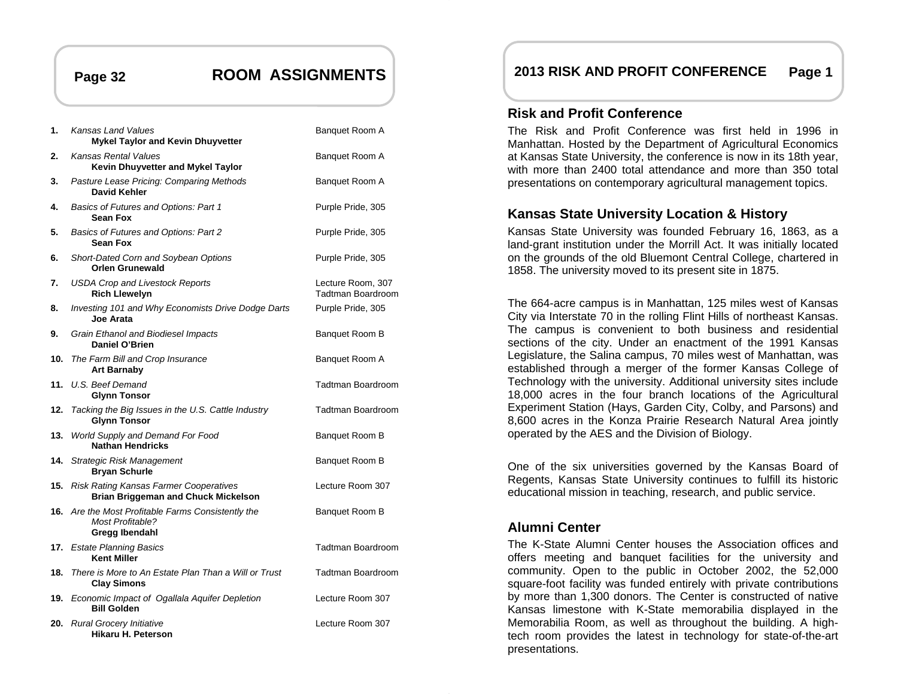# ROOM ASSIGNMENTS

| # | Session / Presenter | Room |
|---|---|---|
| **1.** | *Kansas Land Values*<br>**Mykel Taylor and Kevin Dhuyvetter** | Banquet Room A |
| **2.** | *Kansas Rental Values*<br>**Kevin Dhuyvetter and Mykel Taylor** | Banquet Room A |
| **3.** | *Pasture Lease Pricing: Comparing Methods*<br>**David Kehler** | Banquet Room A |
| **4.** | *Basics of Futures and Options: Part 1*<br>**Sean Fox** | Purple Pride, 305 |
| **5.** | *Basics of Futures and Options: Part 2*<br>**Sean Fox** | Purple Pride, 305 |
| **6.** | *Short-Dated Corn and Soybean Options*<br>**Orlen Grunewald** | Purple Pride, 305 |
| **7.** | *USDA Crop and Livestock Reports*<br>**Rich Llewelyn** | Lecture Room, 307<br>Tadtman Boardroom |
| **8.** | *Investing 101 and Why Economists Drive Dodge Darts*<br>**Joe Arata** | Purple Pride, 305 |
| **9.** | *Grain Ethanol and Biodiesel Impacts*<br>**Daniel O'Brien** | Banquet Room B |
| **10.** | *The Farm Bill and Crop Insurance*<br>**Art Barnaby** | Banquet Room A |
| **11.** | *U.S. Beef Demand*<br>**Glynn Tonsor** | Tadtman Boardroom |
| **12.** | *Tacking the Big Issues in the U.S. Cattle Industry*<br>**Glynn Tonsor** | Tadtman Boardroom |
| **13.** | *World Supply and Demand For Food*<br>**Nathan Hendricks** | Banquet Room B |
| **14.** | *Strategic Risk Management*<br>**Bryan Schurle** | Banquet Room B |
| **15.** | *Risk Rating Kansas Farmer Cooperatives*<br>**Brian Briggeman and Chuck Mickelson** | Lecture Room 307 |
| **16.** | *Are the Most Profitable Farms Consistently the Most Profitable?*<br>**Gregg Ibendahl** | Banquet Room B |
| **17.** | *Estate Planning Basics*<br>**Kent Miller** | Tadtman Boardroom |
| **18.** | *There is More to An Estate Plan Than a Will or Trust*<br>**Clay Simons** | Tadtman Boardroom |
| **19.** | *Economic Impact of Ogallala Aquifer Depletion*<br>**Bill Golden** | Lecture Room 307 |
| **20.** | *Rural Grocery Initiative*<br>**Hikaru H. Peterson** | Lecture Room 307 |

# 2013 RISK AND PROFIT CONFERENCE

## Risk and Profit Conference

The Risk and Profit Conference was first held in 1996 in Manhattan. Hosted by the Department of Agricultural Economics at Kansas State University, the conference is now in its 18th year, with more than 2400 total attendance and more than 350 total presentations on contemporary agricultural management topics.

## Kansas State University Location & History

Kansas State University was founded February 16, 1863, as a land-grant institution under the Morrill Act. It was initially located on the grounds of the old Bluemont Central College, chartered in 1858. The university moved to its present site in 1875.

The 664-acre campus is in Manhattan, 125 miles west of Kansas City via Interstate 70 in the rolling Flint Hills of northeast Kansas. The campus is convenient to both business and residential sections of the city. Under an enactment of the 1991 Kansas Legislature, the Salina campus, 70 miles west of Manhattan, was established through a merger of the former Kansas College of Technology with the university. Additional university sites include 18,000 acres in the four branch locations of the Agricultural Experiment Station (Hays, Garden City, Colby, and Parsons) and 8,600 acres in the Konza Prairie Research Natural Area jointly operated by the AES and the Division of Biology.

One of the six universities governed by the Kansas Board of Regents, Kansas State University continues to fulfill its historic educational mission in teaching, research, and public service.

## Alumni Center

The K-State Alumni Center houses the Association offices and offers meeting and banquet facilities for the university and community. Open to the public in October 2002, the 52,000 square-foot facility was funded entirely with private contributions by more than 1,300 donors. The Center is constructed of native Kansas limestone with K-State memorabilia displayed in the Memorabilia Room, as well as throughout the building. A high-tech room provides the latest in technology for state-of-the-art presentations.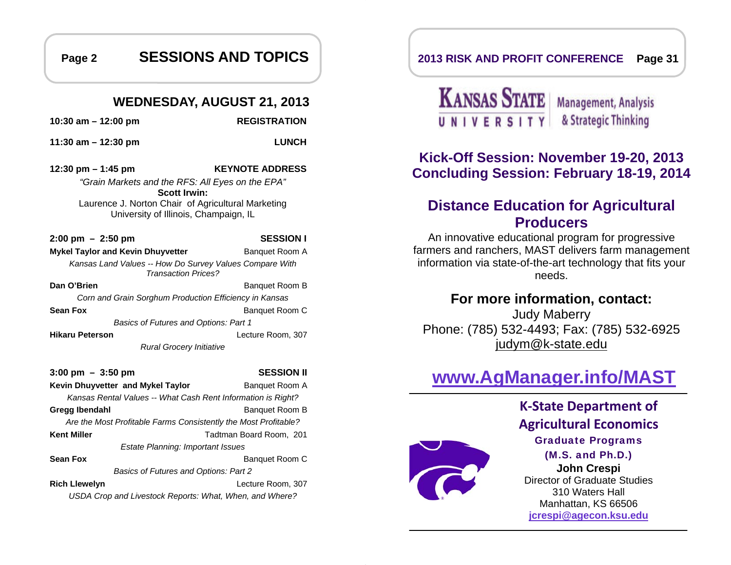## SESSIONS AND TOPICS

### WEDNESDAY, AUGUST 21, 2013

**10:30 am – 12:00 pm** — **REGISTRATION**

**11:30 am – 12:30 pm** — **LUNCH**

**12:30 pm – 1:45 pm** — **KEYNOTE ADDRESS**

*"Grain Markets and the RFS: All Eyes on the EPA"*
**Scott Irwin:**
Laurence J. Norton Chair of Agricultural Marketing
University of Illinois, Champaign, IL

**2:00 pm – 2:50 pm** — **SESSION I**

**Mykel Taylor and Kevin Dhuyvetter** — Banquet Room A
*Kansas Land Values -- How Do Survey Values Compare With Transaction Prices?*

**Dan O'Brien** — Banquet Room B
*Corn and Grain Sorghum Production Efficiency in Kansas*

**Sean Fox** — Banquet Room C
*Basics of Futures and Options: Part 1*

**Hikaru Peterson** — Lecture Room, 307
*Rural Grocery Initiative*

**3:00 pm – 3:50 pm** — **SESSION II**

**Kevin Dhuyvetter and Mykel Taylor** — Banquet Room A
*Kansas Rental Values -- What Cash Rent Information is Right?*

**Gregg Ibendahl** — Banquet Room B
*Are the Most Profitable Farms Consistently the Most Profitable?*

**Kent Miller** — Tadtman Board Room, 201
*Estate Planning: Important Issues*

**Sean Fox** — Banquet Room C
*Basics of Futures and Options: Part 2*

**Rich Llewelyn** — Lecture Room, 307
*USDA Crop and Livestock Reports: What, When, and Where?*

**KANSAS STATE UNIVERSITY** | Management, Analysis & Strategic Thinking

## Kick-Off Session: November 19-20, 2013
## Concluding Session: February 18-19, 2014

## Distance Education for Agricultural Producers

An innovative educational program for progressive farmers and ranchers, MAST delivers farm management information via state-of-the-art technology that fits your needs.

### For more information, contact:

Judy Maberry
Phone: (785) 532-4493; Fax: (785) 532-6925
judym@k-state.edu

## www.AgManager.info/MAST

### K-State Department of Agricultural Economics

**Graduate Programs**
**(M.S. and Ph.D.)**

**John Crespi**
Director of Graduate Studies
310 Waters Hall
Manhattan, KS 66506
**jcrespi@agecon.ksu.edu**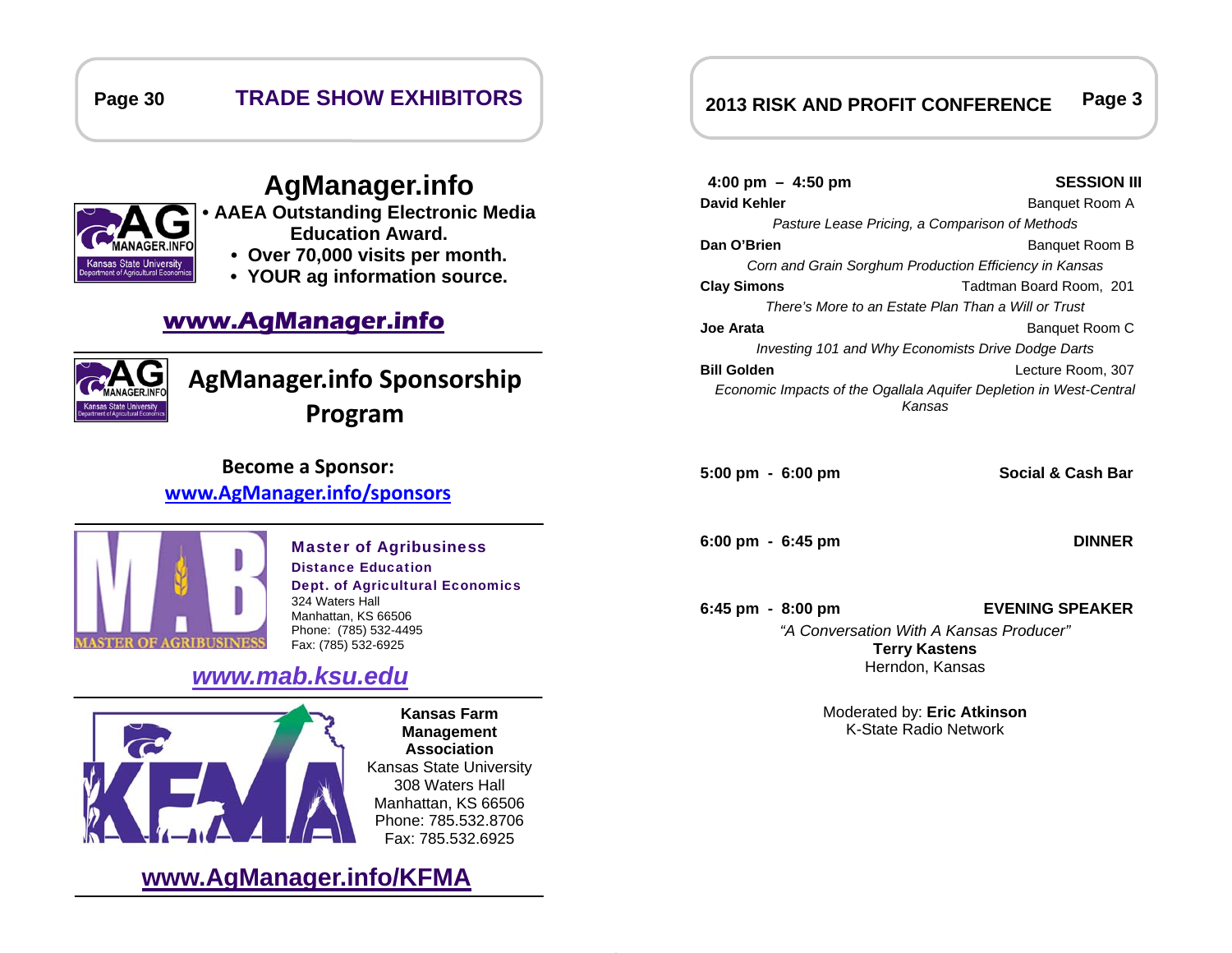## TRADE SHOW EXHIBITORS

## AgManager.info

- AAEA Outstanding Electronic Media Education Award.
- Over 70,000 visits per month.
- YOUR ag information source.

**www.AgManager.info**

---

## AgManager.info Sponsorship Program

**Become a Sponsor:**
**www.AgManager.info/sponsors**

---

**Master of Agribusiness**
**Distance Education**
**Dept. of Agricultural Economics**
324 Waters Hall
Manhattan, KS 66506
Phone: (785) 532-4495
Fax: (785) 532-6925

***www.mab.ksu.edu***

---

**Kansas Farm Management Association**
Kansas State University
308 Waters Hall
Manhattan, KS 66506
Phone: 785.532.8706
Fax: 785.532.6925

**www.AgManager.info/KFMA**

---

## 2013 RISK AND PROFIT CONFERENCE

**4:00 pm – 4:50 pm — SESSION III**

**David Kehler** — Banquet Room A
*Pasture Lease Pricing, a Comparison of Methods*

**Dan O'Brien** — Banquet Room B
*Corn and Grain Sorghum Production Efficiency in Kansas*

**Clay Simons** — Tadtman Board Room, 201
*There's More to an Estate Plan Than a Will or Trust*

**Joe Arata** — Banquet Room C
*Investing 101 and Why Economists Drive Dodge Darts*

**Bill Golden** — Lecture Room, 307
*Economic Impacts of the Ogallala Aquifer Depletion in West-Central Kansas*

**5:00 pm - 6:00 pm — Social & Cash Bar**

**6:00 pm - 6:45 pm — DINNER**

**6:45 pm - 8:00 pm — EVENING SPEAKER**

*"A Conversation With A Kansas Producer"*
**Terry Kastens**
Herndon, Kansas

Moderated by: **Eric Atkinson**
K-State Radio Network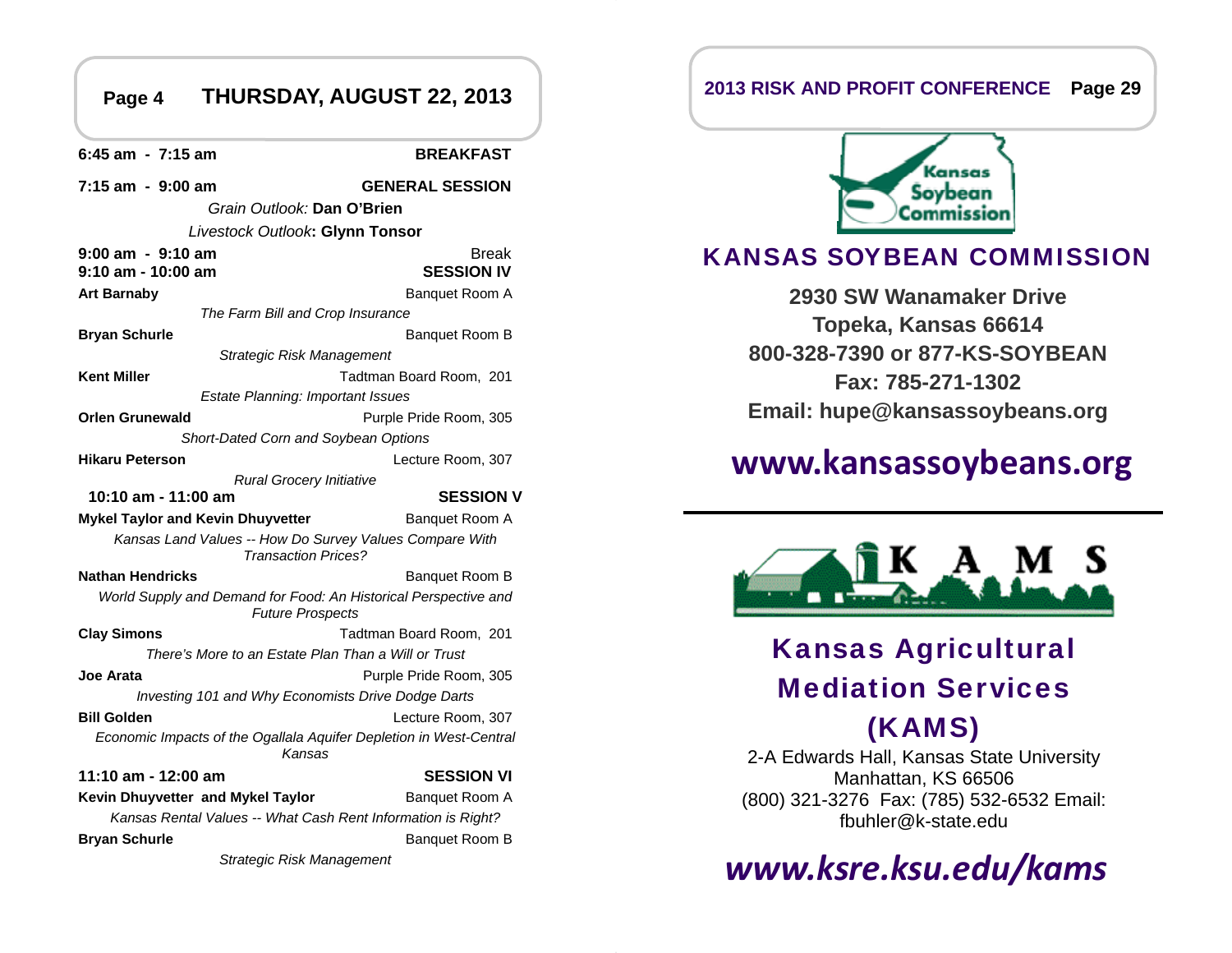## THURSDAY, AUGUST 22, 2013

**6:45 am - 7:15 am** — **BREAKFAST**

**7:15 am - 9:00 am** — **GENERAL SESSION**

*Grain Outlook:* **Dan O'Brien**

*Livestock Outlook*: **Glynn Tonsor**

**9:00 am - 9:10 am** — Break

**9:10 am - 10:00 am** — **SESSION IV**

**Art Barnaby** — Banquet Room A
*The Farm Bill and Crop Insurance*

**Bryan Schurle** — Banquet Room B
*Strategic Risk Management*

**Kent Miller** — Tadtman Board Room, 201
*Estate Planning: Important Issues*

**Orlen Grunewald** — Purple Pride Room, 305
*Short-Dated Corn and Soybean Options*

**Hikaru Peterson** — Lecture Room, 307
*Rural Grocery Initiative*

**10:10 am - 11:00 am** — **SESSION V**

**Mykel Taylor and Kevin Dhuyvetter** — Banquet Room A
*Kansas Land Values -- How Do Survey Values Compare With Transaction Prices?*

**Nathan Hendricks** — Banquet Room B
*World Supply and Demand for Food: An Historical Perspective and Future Prospects*

**Clay Simons** — Tadtman Board Room, 201
*There's More to an Estate Plan Than a Will or Trust*

**Joe Arata** — Purple Pride Room, 305
*Investing 101 and Why Economists Drive Dodge Darts*

**Bill Golden** — Lecture Room, 307
*Economic Impacts of the Ogallala Aquifer Depletion in West-Central Kansas*

**11:10 am - 12:00 am** — **SESSION VI**

**Kevin Dhuyvetter and Mykel Taylor** — Banquet Room A
*Kansas Rental Values -- What Cash Rent Information is Right?*

**Bryan Schurle** — Banquet Room B
*Strategic Risk Management*

## KANSAS SOYBEAN COMMISSION

**2930 SW Wanamaker Drive**
**Topeka, Kansas 66614**
**800-328-7390 or 877-KS-SOYBEAN**
**Fax: 785-271-1302**
**Email: hupe@kansassoybeans.org**

**www.kansassoybeans.org**

---

## Kansas Agricultural Mediation Services (KAMS)

2-A Edwards Hall, Kansas State University
Manhattan, KS 66506
(800) 321-3276 Fax: (785) 532-6532 Email: fbuhler@k-state.edu

***www.ksre.ksu.edu/kams***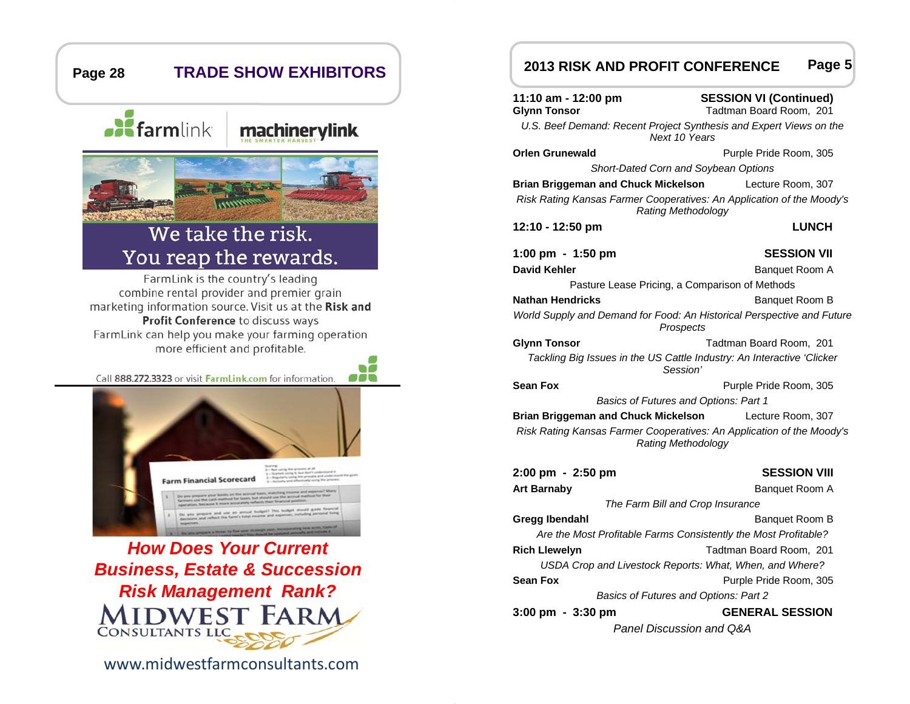## TRADE SHOW EXHIBITORS

**farmlink** | **machinerylink** THE SMARTER HARVEST

**We take the risk. You reap the rewards.**

FarmLink is the country's leading combine rental provider and premier grain marketing information source. Visit us at the **Risk and Profit Conference** to discuss ways FarmLink can help you make your farming operation more efficient and profitable.

Call **888.272.3323** or visit **FarmLink.com** for information.

Farm Financial Scorecard

***How Does Your Current Business, Estate & Succession Risk Management Rank?***

**MIDWEST FARM CONSULTANTS LLC**

www.midwestfarmconsultants.com

## 2013 RISK AND PROFIT CONFERENCE

**11:10 am - 12:00 pm** — **SESSION VI (Continued)**

**Glynn Tonsor** — Tadtman Board Room, 201
*U.S. Beef Demand: Recent Project Synthesis and Expert Views on the Next 10 Years*

**Orlen Grunewald** — Purple Pride Room, 305
*Short-Dated Corn and Soybean Options*

**Brian Briggeman and Chuck Mickelson** — Lecture Room, 307
*Risk Rating Kansas Farmer Cooperatives: An Application of the Moody's Rating Methodology*

**12:10 - 12:50 pm** — **LUNCH**

**1:00 pm - 1:50 pm** — **SESSION VII**

**David Kehler** — Banquet Room A
Pasture Lease Pricing, a Comparison of Methods

**Nathan Hendricks** — Banquet Room B
*World Supply and Demand for Food: An Historical Perspective and Future Prospects*

**Glynn Tonsor** — Tadtman Board Room, 201
*Tackling Big Issues in the US Cattle Industry: An Interactive 'Clicker Session'*

**Sean Fox** — Purple Pride Room, 305
*Basics of Futures and Options: Part 1*

**Brian Briggeman and Chuck Mickelson** — Lecture Room, 307
*Risk Rating Kansas Farmer Cooperatives: An Application of the Moody's Rating Methodology*

**2:00 pm - 2:50 pm** — **SESSION VIII**

**Art Barnaby** — Banquet Room A
*The Farm Bill and Crop Insurance*

**Gregg Ibendahl** — Banquet Room B
*Are the Most Profitable Farms Consistently the Most Profitable?*

**Rich Llewelyn** — Tadtman Board Room, 201
*USDA Crop and Livestock Reports: What, When, and Where?*

**Sean Fox** — Purple Pride Room, 305
*Basics of Futures and Options: Part 2*

**3:00 pm - 3:30 pm** — **GENERAL SESSION**

*Panel Discussion and Q&A*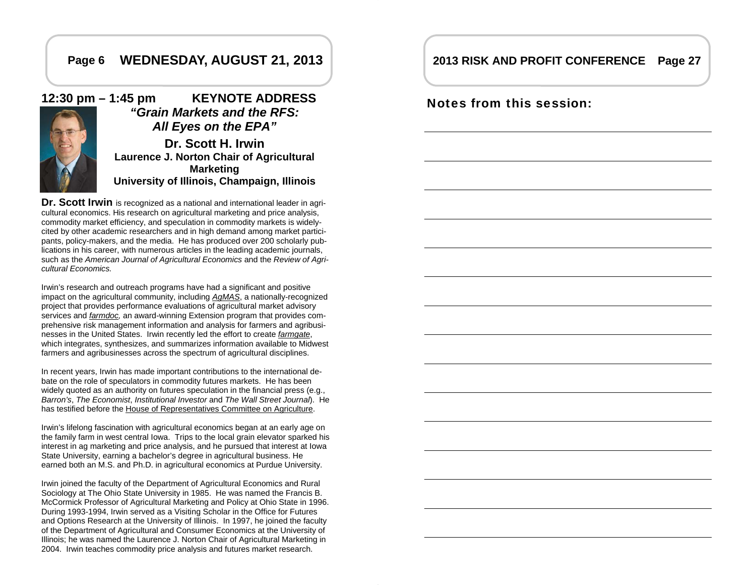## WEDNESDAY, AUGUST 21, 2013

### 12:30 pm – 1:45 pm KEYNOTE ADDRESS

***"Grain Markets and the RFS: All Eyes on the EPA"***

**Dr. Scott H. Irwin**
**Laurence J. Norton Chair of Agricultural Marketing**
**University of Illinois, Champaign, Illinois**

**Dr. Scott Irwin** is recognized as a national and international leader in agricultural economics. His research on agricultural marketing and price analysis, commodity market efficiency, and speculation in commodity markets is widely-cited by other academic researchers and in high demand among market participants, policy-makers, and the media. He has produced over 200 scholarly publications in his career, with numerous articles in the leading academic journals, such as the *American Journal of Agricultural Economics* and the *Review of Agricultural Economics.*

Irwin's research and outreach programs have had a significant and positive impact on the agricultural community, including *AgMAS*, a nationally-recognized project that provides performance evaluations of agricultural market advisory services and *farmdoc,* an award-winning Extension program that provides comprehensive risk management information and analysis for farmers and agribusinesses in the United States. Irwin recently led the effort to create *farmgate*, which integrates, synthesizes, and summarizes information available to Midwest farmers and agribusinesses across the spectrum of agricultural disciplines.

In recent years, Irwin has made important contributions to the international debate on the role of speculators in commodity futures markets. He has been widely quoted as an authority on futures speculation in the financial press (e.g., *Barron's*, *The Economist*, *Institutional Investor* and *The Wall Street Journal*). He has testified before the House of Representatives Committee on Agriculture.

Irwin's lifelong fascination with agricultural economics began at an early age on the family farm in west central Iowa. Trips to the local grain elevator sparked his interest in ag marketing and price analysis, and he pursued that interest at Iowa State University, earning a bachelor's degree in agricultural business. He earned both an M.S. and Ph.D. in agricultural economics at Purdue University.

Irwin joined the faculty of the Department of Agricultural Economics and Rural Sociology at The Ohio State University in 1985. He was named the Francis B. McCormick Professor of Agricultural Marketing and Policy at Ohio State in 1996. During 1993-1994, Irwin served as a Visiting Scholar in the Office for Futures and Options Research at the University of Illinois. In 1997, he joined the faculty of the Department of Agricultural and Consumer Economics at the University of Illinois; he was named the Laurence J. Norton Chair of Agricultural Marketing in 2004. Irwin teaches commodity price analysis and futures market research.

## Notes from this session: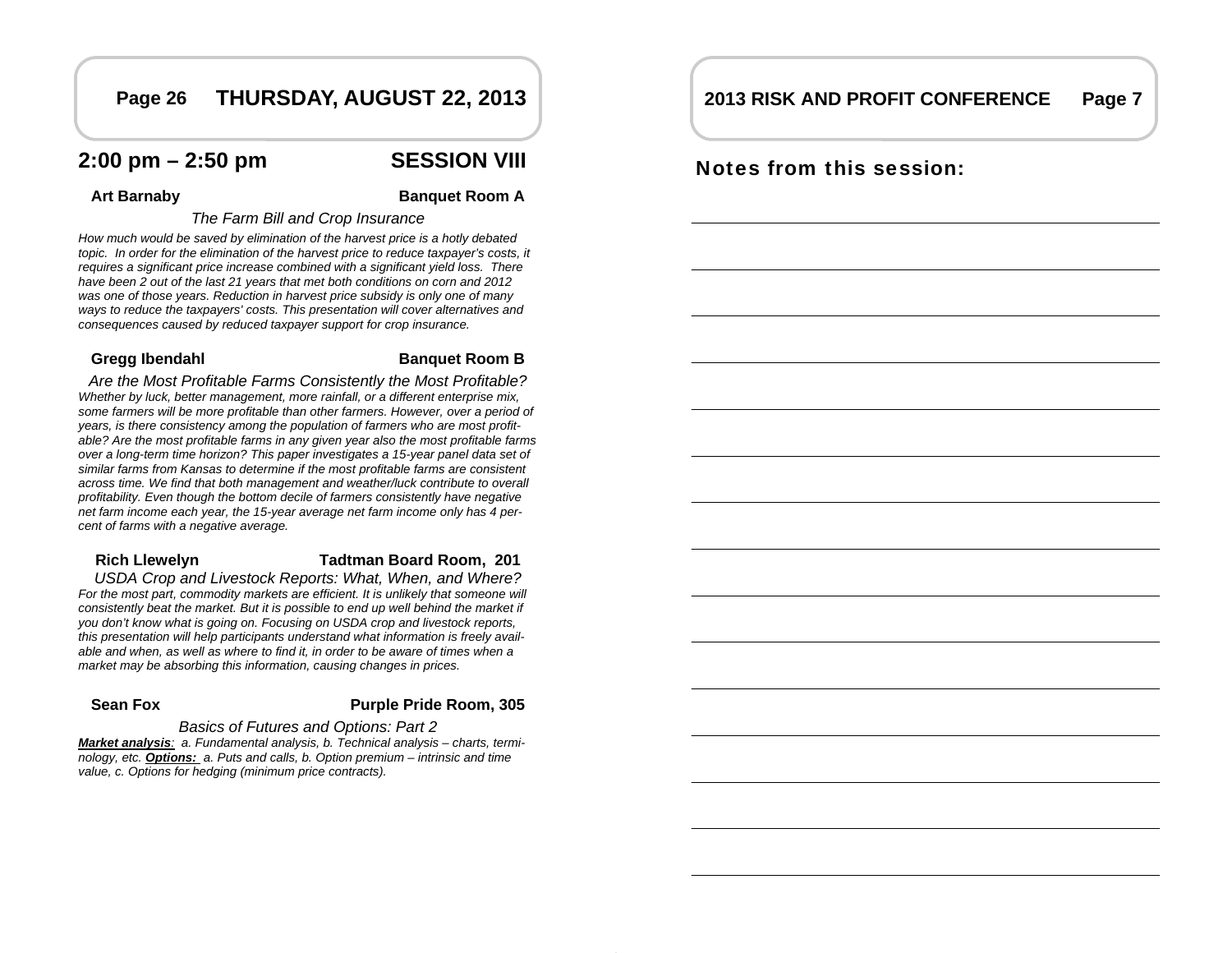## THURSDAY, AUGUST 22, 2013

## 2:00 pm – 2:50 pm SESSION VIII

**Art Barnaby** **Banquet Room A**

*The Farm Bill and Crop Insurance*

*How much would be saved by elimination of the harvest price is a hotly debated topic. In order for the elimination of the harvest price to reduce taxpayer's costs, it requires a significant price increase combined with a significant yield loss. There have been 2 out of the last 21 years that met both conditions on corn and 2012 was one of those years. Reduction in harvest price subsidy is only one of many ways to reduce the taxpayers' costs. This presentation will cover alternatives and consequences caused by reduced taxpayer support for crop insurance.*

**Gregg Ibendahl** **Banquet Room B**

*Are the Most Profitable Farms Consistently the Most Profitable?*

*Whether by luck, better management, more rainfall, or a different enterprise mix, some farmers will be more profitable than other farmers. However, over a period of years, is there consistency among the population of farmers who are most profitable? Are the most profitable farms in any given year also the most profitable farms over a long-term time horizon? This paper investigates a 15-year panel data set of similar farms from Kansas to determine if the most profitable farms are consistent across time. We find that both management and weather/luck contribute to overall profitability. Even though the bottom decile of farmers consistently have negative net farm income each year, the 15-year average net farm income only has 4 percent of farms with a negative average.*

**Rich Llewelyn** **Tadtman Board Room, 201**

*USDA Crop and Livestock Reports: What, When, and Where?*

*For the most part, commodity markets are efficient. It is unlikely that someone will consistently beat the market. But it is possible to end up well behind the market if you don't know what is going on. Focusing on USDA crop and livestock reports, this presentation will help participants understand what information is freely available and when, as well as where to find it, in order to be aware of times when a market may be absorbing this information, causing changes in prices.*

**Sean Fox** **Purple Pride Room, 305**

*Basics of Futures and Options: Part 2*

***Market analysis**: a. Fundamental analysis, b. Technical analysis – charts, terminology, etc. **Options:** a. Puts and calls, b. Option premium – intrinsic and time value, c. Options for hedging (minimum price contracts).*

## Notes from this session:

____________________________________________

____________________________________________

____________________________________________

____________________________________________

____________________________________________

____________________________________________

____________________________________________

____________________________________________

____________________________________________

____________________________________________

____________________________________________

____________________________________________

____________________________________________

____________________________________________

____________________________________________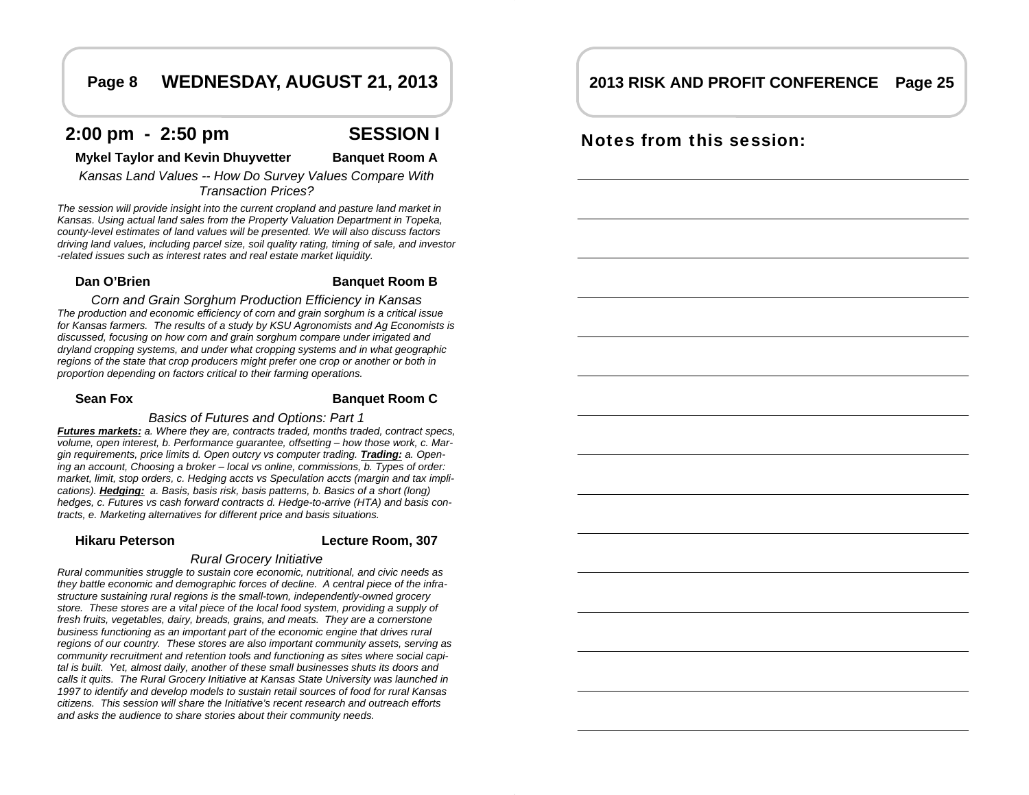## 2:00 pm - 2:50 pm SESSION I

**Mykel Taylor and Kevin Dhuyvetter** **Banquet Room A**

*Kansas Land Values -- How Do Survey Values Compare With Transaction Prices?*

*The session will provide insight into the current cropland and pasture land market in Kansas. Using actual land sales from the Property Valuation Department in Topeka, county-level estimates of land values will be presented. We will also discuss factors driving land values, including parcel size, soil quality rating, timing of sale, and investor-related issues such as interest rates and real estate market liquidity.*

**Dan O'Brien** **Banquet Room B**

*Corn and Grain Sorghum Production Efficiency in Kansas*

*The production and economic efficiency of corn and grain sorghum is a critical issue for Kansas farmers. The results of a study by KSU Agronomists and Ag Economists is discussed, focusing on how corn and grain sorghum compare under irrigated and dryland cropping systems, and under what cropping systems and in what geographic regions of the state that crop producers might prefer one crop or another or both in proportion depending on factors critical to their farming operations.*

**Sean Fox** **Banquet Room C**

*Basics of Futures and Options: Part 1*

***Futures markets:*** *a. Where they are, contracts traded, months traded, contract specs, volume, open interest, b. Performance guarantee, offsetting – how those work, c. Margin requirements, price limits d. Open outcry vs computer trading.* ***Trading:*** *a. Opening an account, Choosing a broker – local vs online, commissions, b. Types of order: market, limit, stop orders, c. Hedging accts vs Speculation accts (margin and tax implications).* ***Hedging:*** *a. Basis, basis risk, basis patterns, b. Basics of a short (long) hedges, c. Futures vs cash forward contracts d. Hedge-to-arrive (HTA) and basis contracts, e. Marketing alternatives for different price and basis situations.*

**Hikaru Peterson** **Lecture Room, 307**

*Rural Grocery Initiative*

*Rural communities struggle to sustain core economic, nutritional, and civic needs as they battle economic and demographic forces of decline. A central piece of the infrastructure sustaining rural regions is the small-town, independently-owned grocery store. These stores are a vital piece of the local food system, providing a supply of fresh fruits, vegetables, dairy, breads, grains, and meats. They are a cornerstone business functioning as an important part of the economic engine that drives rural regions of our country. These stores are also important community assets, serving as community recruitment and retention tools and functioning as sites where social capital is built. Yet, almost daily, another of these small businesses shuts its doors and calls it quits. The Rural Grocery Initiative at Kansas State University was launched in 1997 to identify and develop models to sustain retail sources of food for rural Kansas citizens. This session will share the Initiative's recent research and outreach efforts and asks the audience to share stories about their community needs.*

## Notes from this session: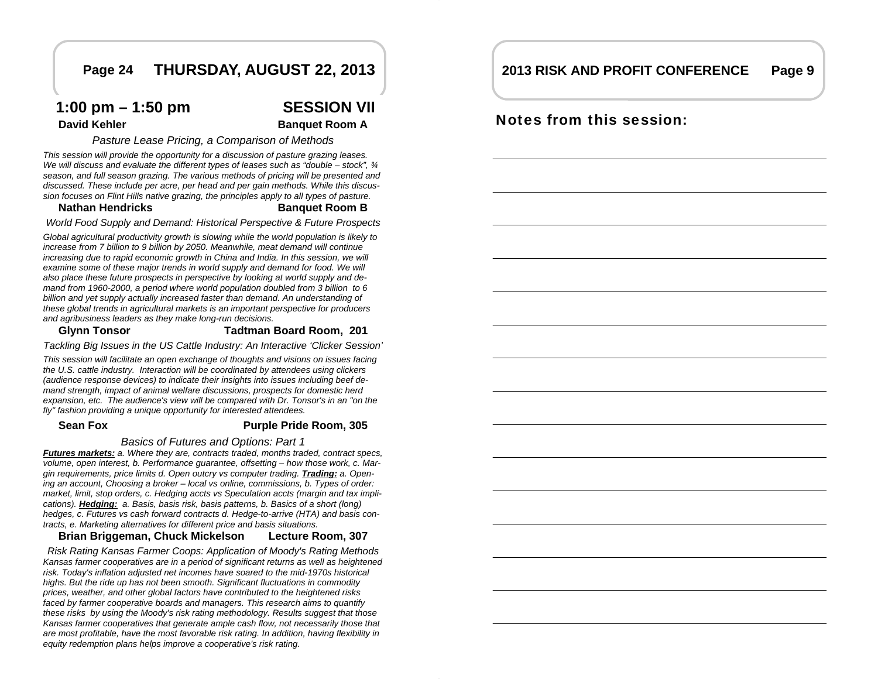## THURSDAY, AUGUST 22, 2013

### 1:00 pm – 1:50 pm — SESSION VII

**David Kehler** — **Banquet Room A**

*Pasture Lease Pricing, a Comparison of Methods*

*This session will provide the opportunity for a discussion of pasture grazing leases. We will discuss and evaluate the different types of leases such as "double – stock", ¾ season, and full season grazing. The various methods of pricing will be presented and discussed. These include per acre, per head and per gain methods. While this discussion focuses on Flint Hills native grazing, the principles apply to all types of pasture.*

**Nathan Hendricks** — **Banquet Room B**

*World Food Supply and Demand: Historical Perspective & Future Prospects*

*Global agricultural productivity growth is slowing while the world population is likely to increase from 7 billion to 9 billion by 2050. Meanwhile, meat demand will continue increasing due to rapid economic growth in China and India. In this session, we will examine some of these major trends in world supply and demand for food. We will also place these future prospects in perspective by looking at world supply and demand from 1960-2000, a period where world population doubled from 3 billion to 6 billion and yet supply actually increased faster than demand. An understanding of these global trends in agricultural markets is an important perspective for producers and agribusiness leaders as they make long-run decisions.*

**Glynn Tonsor** — **Tadtman Board Room, 201**

*Tackling Big Issues in the US Cattle Industry: An Interactive 'Clicker Session'*

*This session will facilitate an open exchange of thoughts and visions on issues facing the U.S. cattle industry. Interaction will be coordinated by attendees using clickers (audience response devices) to indicate their insights into issues including beef demand strength, impact of animal welfare discussions, prospects for domestic herd expansion, etc. The audience's view will be compared with Dr. Tonsor's in an "on the fly" fashion providing a unique opportunity for interested attendees.*

**Sean Fox** — **Purple Pride Room, 305**

*Basics of Futures and Options: Part 1*

***Futures markets:*** *a. Where they are, contracts traded, months traded, contract specs, volume, open interest, b. Performance guarantee, offsetting – how those work, c. Margin requirements, price limits d. Open outcry vs computer trading.* ***Trading:*** *a. Opening an account, Choosing a broker – local vs online, commissions, b. Types of order: market, limit, stop orders, c. Hedging accts vs Speculation accts (margin and tax implications).* ***Hedging:*** *a. Basis, basis risk, basis patterns, b. Basics of a short (long) hedges, c. Futures vs cash forward contracts d. Hedge-to-arrive (HTA) and basis contracts, e. Marketing alternatives for different price and basis situations.*

**Brian Briggeman, Chuck Mickelson** — **Lecture Room, 307**

*Risk Rating Kansas Farmer Coops: Application of Moody's Rating Methods*

*Kansas farmer cooperatives are in a period of significant returns as well as heightened risk. Today's inflation adjusted net incomes have soared to the mid-1970s historical highs. But the ride up has not been smooth. Significant fluctuations in commodity prices, weather, and other global factors have contributed to the heightened risks faced by farmer cooperative boards and managers. This research aims to quantify these risks by using the Moody's risk rating methodology. Results suggest that those Kansas farmer cooperatives that generate ample cash flow, not necessarily those that are most profitable, have the most favorable risk rating. In addition, having flexibility in equity redemption plans helps improve a cooperative's risk rating.*

## 2013 RISK AND PROFIT CONFERENCE

### Notes from this session: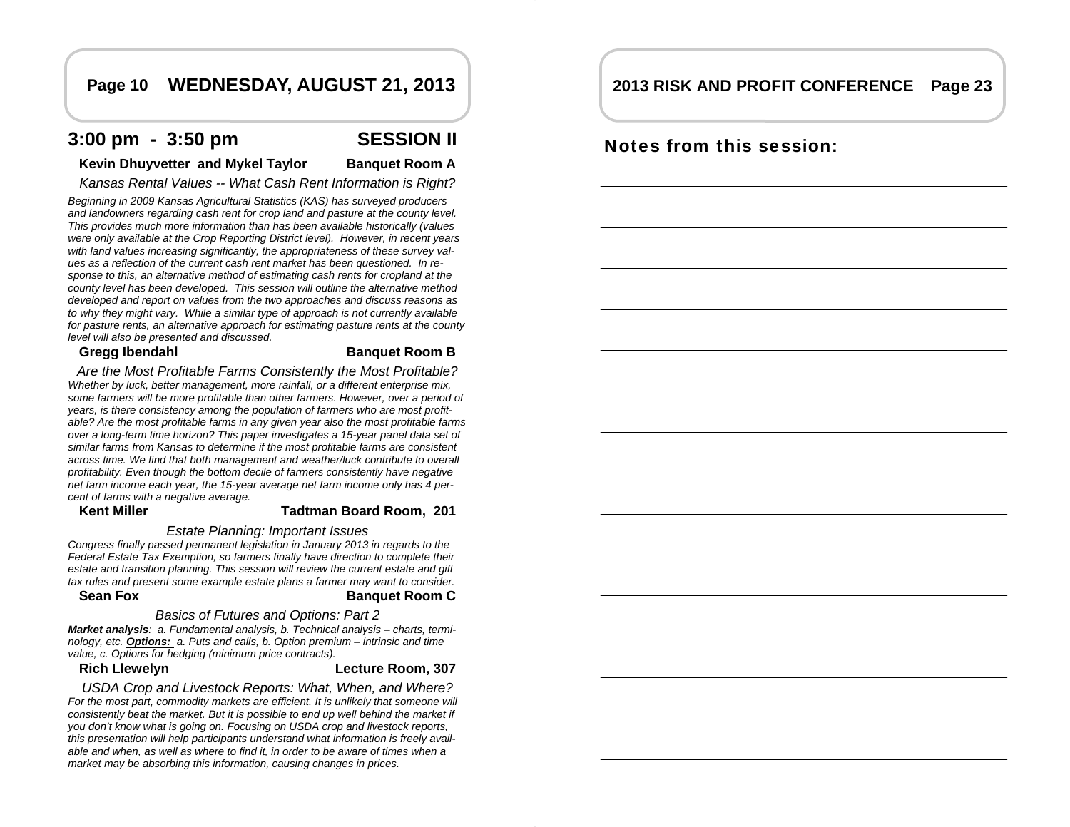## WEDNESDAY, AUGUST 21, 2013

### 3:00 pm - 3:50 pm — SESSION II

**Kevin Dhuyvetter and Mykel Taylor** — **Banquet Room A**

*Kansas Rental Values -- What Cash Rent Information is Right?*

*Beginning in 2009 Kansas Agricultural Statistics (KAS) has surveyed producers and landowners regarding cash rent for crop land and pasture at the county level. This provides much more information than has been available historically (values were only available at the Crop Reporting District level). However, in recent years with land values increasing significantly, the appropriateness of these survey values as a reflection of the current cash rent market has been questioned. In response to this, an alternative method of estimating cash rents for cropland at the county level has been developed. This session will outline the alternative method developed and report on values from the two approaches and discuss reasons as to why they might vary. While a similar type of approach is not currently available for pasture rents, an alternative approach for estimating pasture rents at the county level will also be presented and discussed.*

**Gregg Ibendahl** — **Banquet Room B**

*Are the Most Profitable Farms Consistently the Most Profitable?*

*Whether by luck, better management, more rainfall, or a different enterprise mix, some farmers will be more profitable than other farmers. However, over a period of years, is there consistency among the population of farmers who are most profitable? Are the most profitable farms in any given year also the most profitable farms over a long-term time horizon? This paper investigates a 15-year panel data set of similar farms from Kansas to determine if the most profitable farms are consistent across time. We find that both management and weather/luck contribute to overall profitability. Even though the bottom decile of farmers consistently have negative net farm income each year, the 15-year average net farm income only has 4 percent of farms with a negative average.*

**Kent Miller** — **Tadtman Board Room, 201**

*Estate Planning: Important Issues*

*Congress finally passed permanent legislation in January 2013 in regards to the Federal Estate Tax Exemption, so farmers finally have direction to complete their estate and transition planning. This session will review the current estate and gift tax rules and present some example estate plans a farmer may want to consider.*

**Sean Fox** — **Banquet Room C**

*Basics of Futures and Options: Part 2*

***Market analysis**: a. Fundamental analysis, b. Technical analysis – charts, terminology, etc. **Options:** a. Puts and calls, b. Option premium – intrinsic and time value, c. Options for hedging (minimum price contracts).*

**Rich Llewelyn** — **Lecture Room, 307**

*USDA Crop and Livestock Reports: What, When, and Where?*

*For the most part, commodity markets are efficient. It is unlikely that someone will consistently beat the market. But it is possible to end up well behind the market if you don't know what is going on. Focusing on USDA crop and livestock reports, this presentation will help participants understand what information is freely available and when, as well as where to find it, in order to be aware of times when a market may be absorbing this information, causing changes in prices.*

## Notes from this session: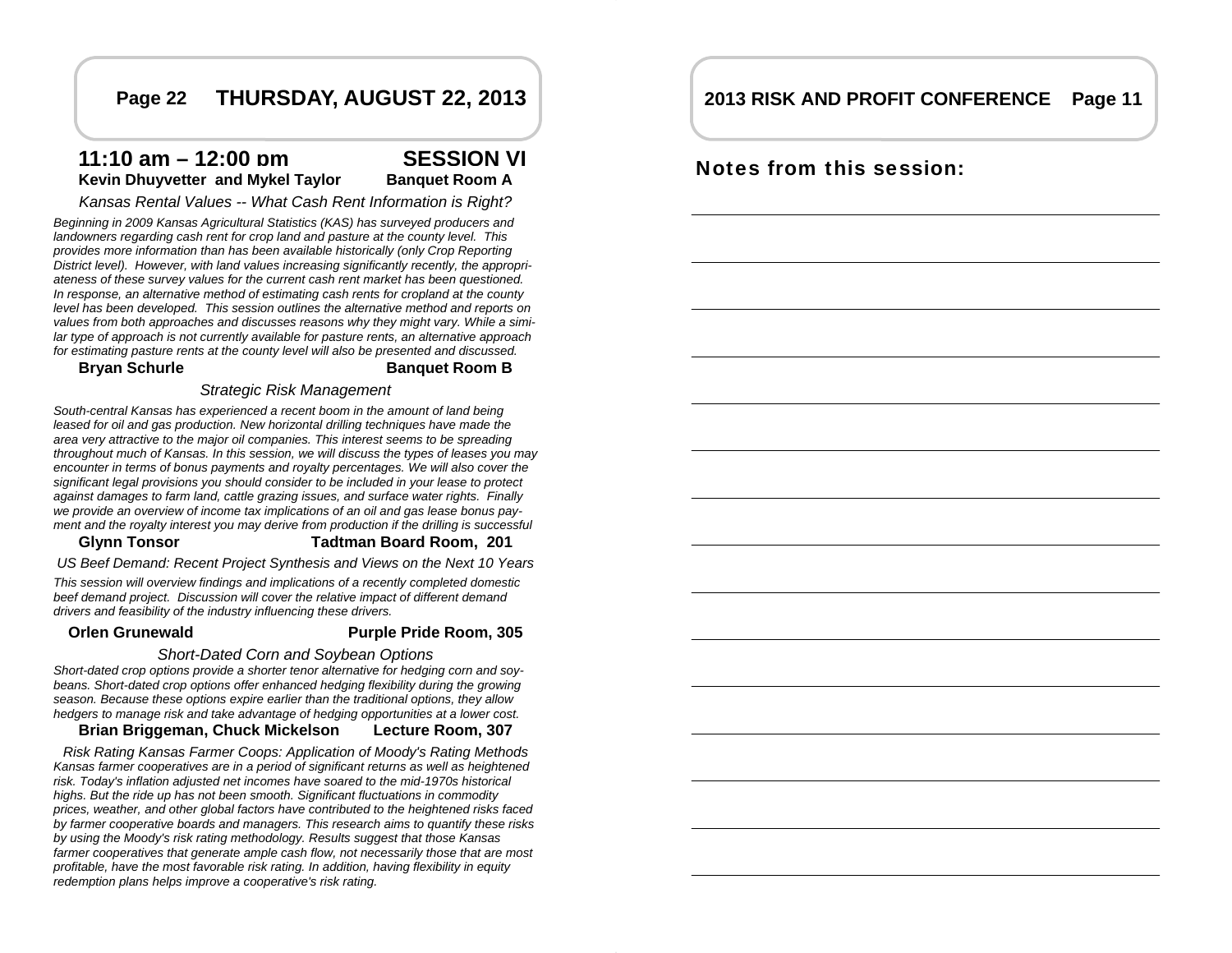## 11:10 am – 12:00 pm SESSION VI

**Kevin Dhuyvetter and Mykel Taylor** **Banquet Room A**

*Kansas Rental Values -- What Cash Rent Information is Right?*

*Beginning in 2009 Kansas Agricultural Statistics (KAS) has surveyed producers and landowners regarding cash rent for crop land and pasture at the county level. This provides more information than has been available historically (only Crop Reporting District level). However, with land values increasing significantly recently, the appropriateness of these survey values for the current cash rent market has been questioned. In response, an alternative method of estimating cash rents for cropland at the county level has been developed. This session outlines the alternative method and reports on values from both approaches and discusses reasons why they might vary. While a similar type of approach is not currently available for pasture rents, an alternative approach for estimating pasture rents at the county level will also be presented and discussed.*

**Bryan Schurle** **Banquet Room B**

*Strategic Risk Management*

*South-central Kansas has experienced a recent boom in the amount of land being leased for oil and gas production. New horizontal drilling techniques have made the area very attractive to the major oil companies. This interest seems to be spreading throughout much of Kansas. In this session, we will discuss the types of leases you may encounter in terms of bonus payments and royalty percentages. We will also cover the significant legal provisions you should consider to be included in your lease to protect against damages to farm land, cattle grazing issues, and surface water rights. Finally we provide an overview of income tax implications of an oil and gas lease bonus payment and the royalty interest you may derive from production if the drilling is successful*

**Glynn Tonsor** **Tadtman Board Room, 201**

*US Beef Demand: Recent Project Synthesis and Views on the Next 10 Years*

*This session will overview findings and implications of a recently completed domestic beef demand project. Discussion will cover the relative impact of different demand drivers and feasibility of the industry influencing these drivers.*

**Orlen Grunewald** **Purple Pride Room, 305**

*Short-Dated Corn and Soybean Options*

*Short-dated crop options provide a shorter tenor alternative for hedging corn and soybeans. Short-dated crop options offer enhanced hedging flexibility during the growing season. Because these options expire earlier than the traditional options, they allow hedgers to manage risk and take advantage of hedging opportunities at a lower cost.*

**Brian Briggeman, Chuck Mickelson** **Lecture Room, 307**

*Risk Rating Kansas Farmer Coops: Application of Moody's Rating Methods*

*Kansas farmer cooperatives are in a period of significant returns as well as heightened risk. Today's inflation adjusted net incomes have soared to the mid-1970s historical highs. But the ride up has not been smooth. Significant fluctuations in commodity prices, weather, and other global factors have contributed to the heightened risks faced by farmer cooperative boards and managers. This research aims to quantify these risks by using the Moody's risk rating methodology. Results suggest that those Kansas farmer cooperatives that generate ample cash flow, not necessarily those that are most profitable, have the most favorable risk rating. In addition, having flexibility in equity redemption plans helps improve a cooperative's risk rating.*

## Notes from this session: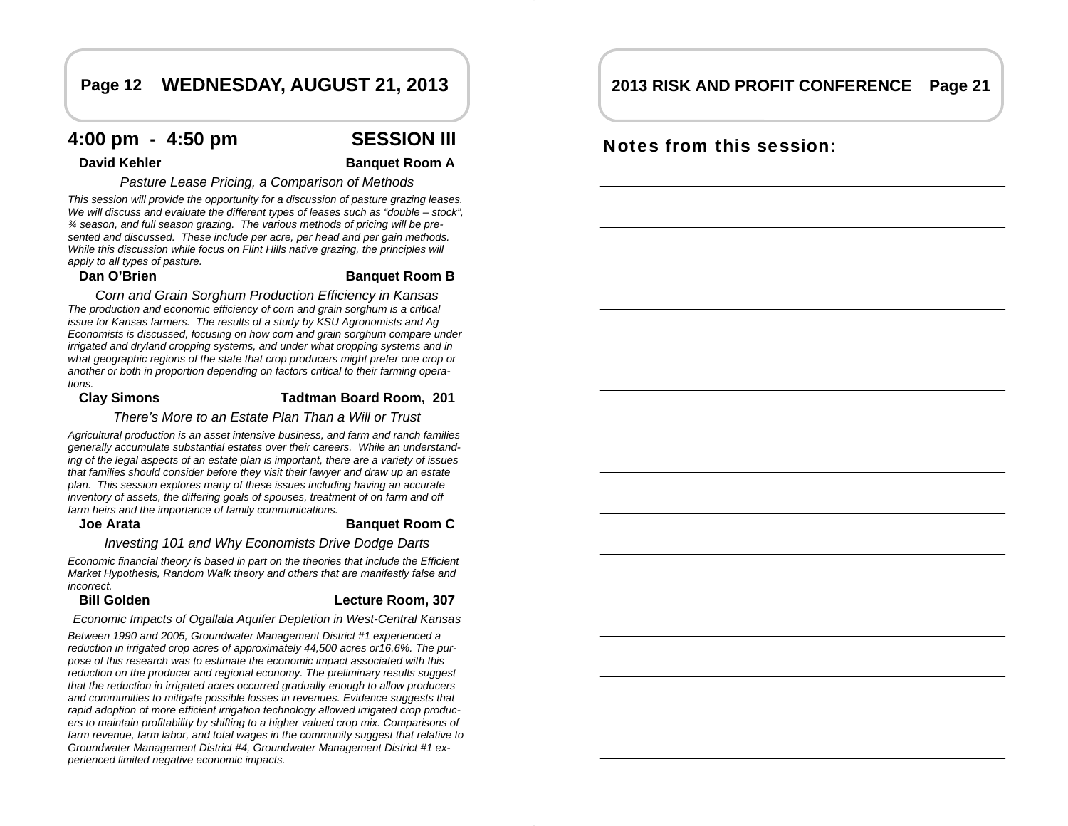## WEDNESDAY, AUGUST 21, 2013

## 4:00 pm - 4:50 pm SESSION III

**David Kehler** **Banquet Room A**

*Pasture Lease Pricing, a Comparison of Methods*

*This session will provide the opportunity for a discussion of pasture grazing leases. We will discuss and evaluate the different types of leases such as "double – stock", ¾ season, and full season grazing. The various methods of pricing will be presented and discussed. These include per acre, per head and per gain methods. While this discussion while focus on Flint Hills native grazing, the principles will apply to all types of pasture.*

**Dan O'Brien** **Banquet Room B**

*Corn and Grain Sorghum Production Efficiency in Kansas*

*The production and economic efficiency of corn and grain sorghum is a critical issue for Kansas farmers. The results of a study by KSU Agronomists and Ag Economists is discussed, focusing on how corn and grain sorghum compare under irrigated and dryland cropping systems, and under what cropping systems and in what geographic regions of the state that crop producers might prefer one crop or another or both in proportion depending on factors critical to their farming operations.*

**Clay Simons** **Tadtman Board Room, 201**

*There's More to an Estate Plan Than a Will or Trust*

*Agricultural production is an asset intensive business, and farm and ranch families generally accumulate substantial estates over their careers. While an understanding of the legal aspects of an estate plan is important, there are a variety of issues that families should consider before they visit their lawyer and draw up an estate plan. This session explores many of these issues including having an accurate inventory of assets, the differing goals of spouses, treatment of on farm and off farm heirs and the importance of family communications.*

**Joe Arata** **Banquet Room C**

*Investing 101 and Why Economists Drive Dodge Darts*

*Economic financial theory is based in part on the theories that include the Efficient Market Hypothesis, Random Walk theory and others that are manifestly false and incorrect.*

**Bill Golden** **Lecture Room, 307**

*Economic Impacts of Ogallala Aquifer Depletion in West-Central Kansas*

*Between 1990 and 2005, Groundwater Management District #1 experienced a reduction in irrigated crop acres of approximately 44,500 acres or16.6%. The purpose of this research was to estimate the economic impact associated with this reduction on the producer and regional economy. The preliminary results suggest that the reduction in irrigated acres occurred gradually enough to allow producers and communities to mitigate possible losses in revenues. Evidence suggests that rapid adoption of more efficient irrigation technology allowed irrigated crop producers to maintain profitability by shifting to a higher valued crop mix. Comparisons of farm revenue, farm labor, and total wages in the community suggest that relative to Groundwater Management District #4, Groundwater Management District #1 experienced limited negative economic impacts.*

## 2013 RISK AND PROFIT CONFERENCE

### Notes from this session: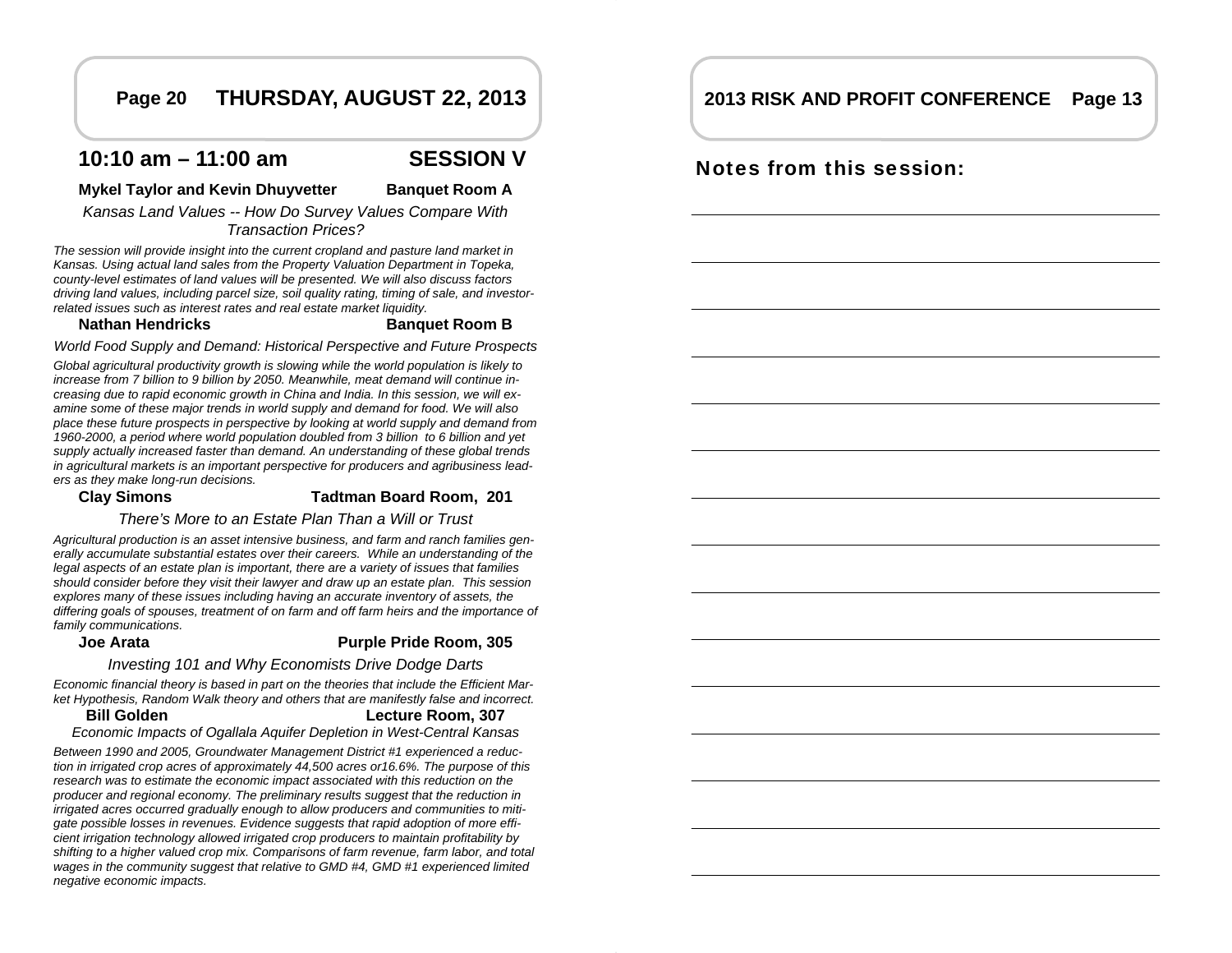## THURSDAY, AUGUST 22, 2013

### 10:10 am – 11:00 am SESSION V

**Mykel Taylor and Kevin Dhuyvetter** **Banquet Room A**

*Kansas Land Values -- How Do Survey Values Compare With Transaction Prices?*

*The session will provide insight into the current cropland and pasture land market in Kansas. Using actual land sales from the Property Valuation Department in Topeka, county-level estimates of land values will be presented. We will also discuss factors driving land values, including parcel size, soil quality rating, timing of sale, and investor-related issues such as interest rates and real estate market liquidity.*

**Nathan Hendricks** **Banquet Room B**

*World Food Supply and Demand: Historical Perspective and Future Prospects*

*Global agricultural productivity growth is slowing while the world population is likely to increase from 7 billion to 9 billion by 2050. Meanwhile, meat demand will continue increasing due to rapid economic growth in China and India. In this session, we will examine some of these major trends in world supply and demand for food. We will also place these future prospects in perspective by looking at world supply and demand from 1960-2000, a period where world population doubled from 3 billion to 6 billion and yet supply actually increased faster than demand. An understanding of these global trends in agricultural markets is an important perspective for producers and agribusiness leaders as they make long-run decisions.*

**Clay Simons** **Tadtman Board Room, 201**

*There's More to an Estate Plan Than a Will or Trust*

*Agricultural production is an asset intensive business, and farm and ranch families generally accumulate substantial estates over their careers. While an understanding of the legal aspects of an estate plan is important, there are a variety of issues that families should consider before they visit their lawyer and draw up an estate plan. This session explores many of these issues including having an accurate inventory of assets, the differing goals of spouses, treatment of on farm and off farm heirs and the importance of family communications.*

**Joe Arata** **Purple Pride Room, 305**

*Investing 101 and Why Economists Drive Dodge Darts*

*Economic financial theory is based in part on the theories that include the Efficient Market Hypothesis, Random Walk theory and others that are manifestly false and incorrect.*

**Bill Golden** **Lecture Room, 307**

*Economic Impacts of Ogallala Aquifer Depletion in West-Central Kansas*

*Between 1990 and 2005, Groundwater Management District #1 experienced a reduction in irrigated crop acres of approximately 44,500 acres or16.6%. The purpose of this research was to estimate the economic impact associated with this reduction on the producer and regional economy. The preliminary results suggest that the reduction in irrigated acres occurred gradually enough to allow producers and communities to mitigate possible losses in revenues. Evidence suggests that rapid adoption of more efficient irrigation technology allowed irrigated crop producers to maintain profitability by shifting to a higher valued crop mix. Comparisons of farm revenue, farm labor, and total wages in the community suggest that relative to GMD #4, GMD #1 experienced limited negative economic impacts.*

## Notes from this session: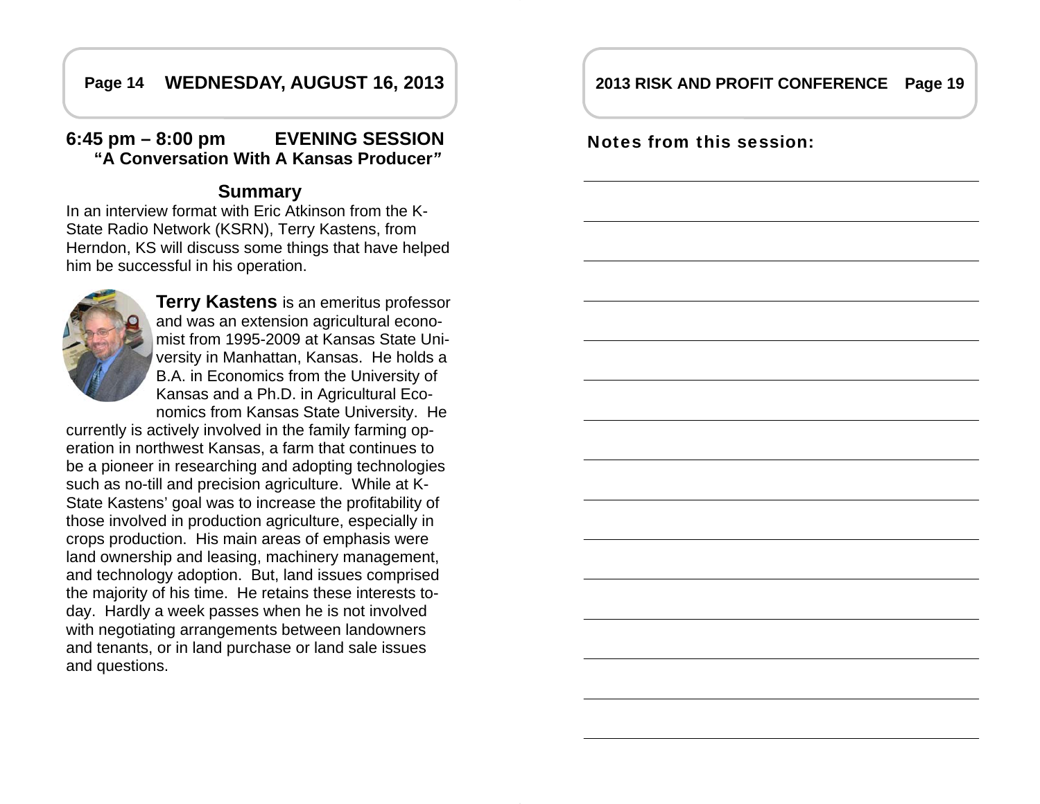## 6:45 pm – 8:00 pm EVENING SESSION

### "A Conversation With A Kansas Producer"

### Summary

In an interview format with Eric Atkinson from the K-State Radio Network (KSRN), Terry Kastens, from Herndon, KS will discuss some things that have helped him be successful in his operation.

**Terry Kastens** is an emeritus professor and was an extension agricultural economist from 1995-2009 at Kansas State University in Manhattan, Kansas. He holds a B.A. in Economics from the University of Kansas and a Ph.D. in Agricultural Economics from Kansas State University. He currently is actively involved in the family farming operation in northwest Kansas, a farm that continues to be a pioneer in researching and adopting technologies such as no-till and precision agriculture. While at K-State Kastens' goal was to increase the profitability of those involved in production agriculture, especially in crops production. His main areas of emphasis were land ownership and leasing, machinery management, and technology adoption. But, land issues comprised the majority of his time. He retains these interests today. Hardly a week passes when he is not involved with negotiating arrangements between landowners and tenants, or in land purchase or land sale issues and questions.

**Notes from this session:**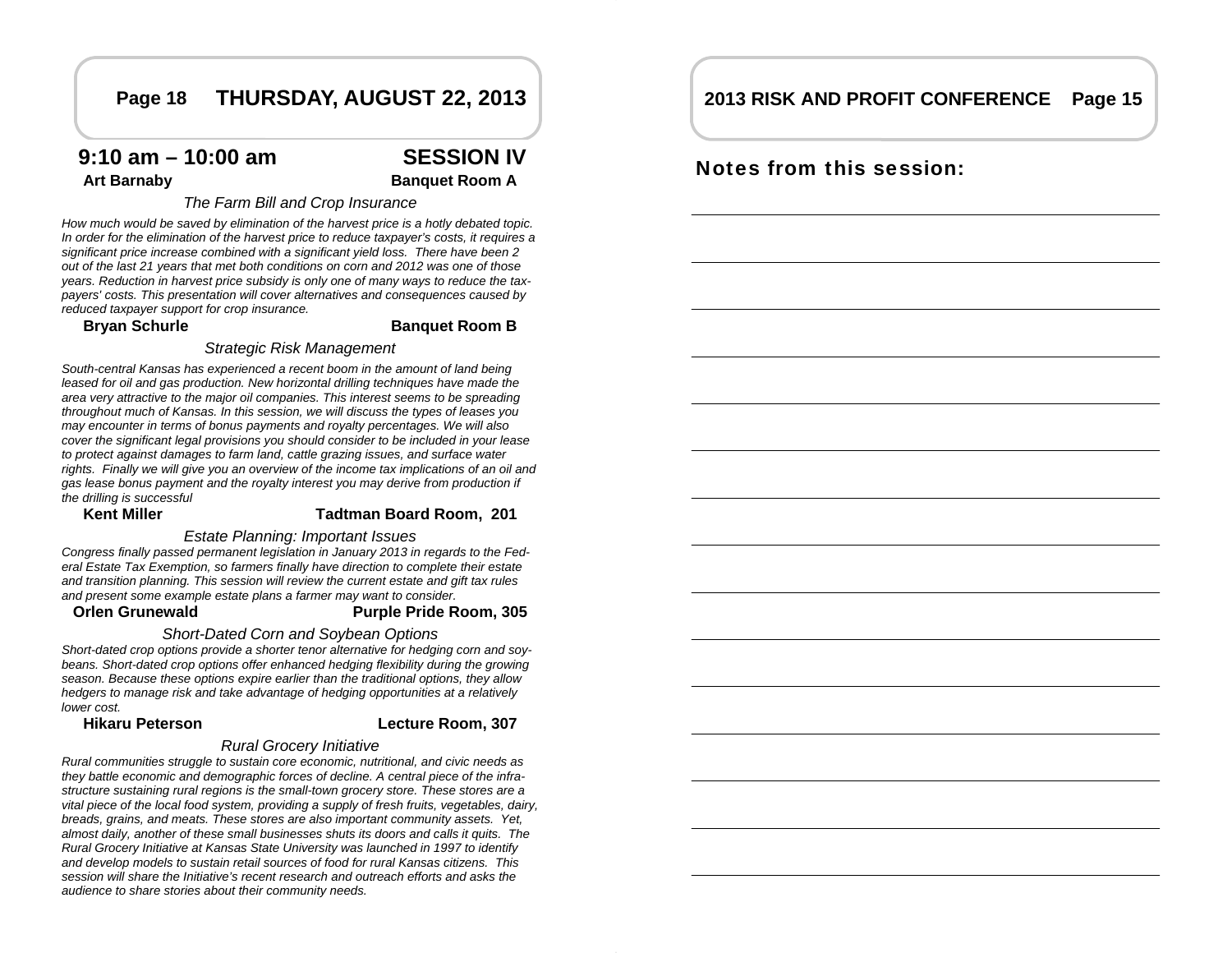## 9:10 am – 10:00 am SESSION IV

**Art Barnaby** **Banquet Room A**

*The Farm Bill and Crop Insurance*

*How much would be saved by elimination of the harvest price is a hotly debated topic. In order for the elimination of the harvest price to reduce taxpayer's costs, it requires a significant price increase combined with a significant yield loss. There have been 2 out of the last 21 years that met both conditions on corn and 2012 was one of those years. Reduction in harvest price subsidy is only one of many ways to reduce the tax-payers' costs. This presentation will cover alternatives and consequences caused by reduced taxpayer support for crop insurance.*

**Bryan Schurle** **Banquet Room B**

*Strategic Risk Management*

*South-central Kansas has experienced a recent boom in the amount of land being leased for oil and gas production. New horizontal drilling techniques have made the area very attractive to the major oil companies. This interest seems to be spreading throughout much of Kansas. In this session, we will discuss the types of leases you may encounter in terms of bonus payments and royalty percentages. We will also cover the significant legal provisions you should consider to be included in your lease to protect against damages to farm land, cattle grazing issues, and surface water rights. Finally we will give you an overview of the income tax implications of an oil and gas lease bonus payment and the royalty interest you may derive from production if the drilling is successful*

**Kent Miller** **Tadtman Board Room, 201**

*Estate Planning: Important Issues*

*Congress finally passed permanent legislation in January 2013 in regards to the Federal Estate Tax Exemption, so farmers finally have direction to complete their estate and transition planning. This session will review the current estate and gift tax rules and present some example estate plans a farmer may want to consider.*

**Orlen Grunewald** **Purple Pride Room, 305**

*Short-Dated Corn and Soybean Options*

*Short-dated crop options provide a shorter tenor alternative for hedging corn and soybeans. Short-dated crop options offer enhanced hedging flexibility during the growing season. Because these options expire earlier than the traditional options, they allow hedgers to manage risk and take advantage of hedging opportunities at a relatively lower cost.*

**Hikaru Peterson** **Lecture Room, 307**

*Rural Grocery Initiative*

*Rural communities struggle to sustain core economic, nutritional, and civic needs as they battle economic and demographic forces of decline. A central piece of the infrastructure sustaining rural regions is the small-town grocery store. These stores are a vital piece of the local food system, providing a supply of fresh fruits, vegetables, dairy, breads, grains, and meats. These stores are also important community assets. Yet, almost daily, another of these small businesses shuts its doors and calls it quits. The Rural Grocery Initiative at Kansas State University was launched in 1997 to identify and develop models to sustain retail sources of food for rural Kansas citizens. This session will share the Initiative's recent research and outreach efforts and asks the audience to share stories about their community needs.*

## Notes from this session: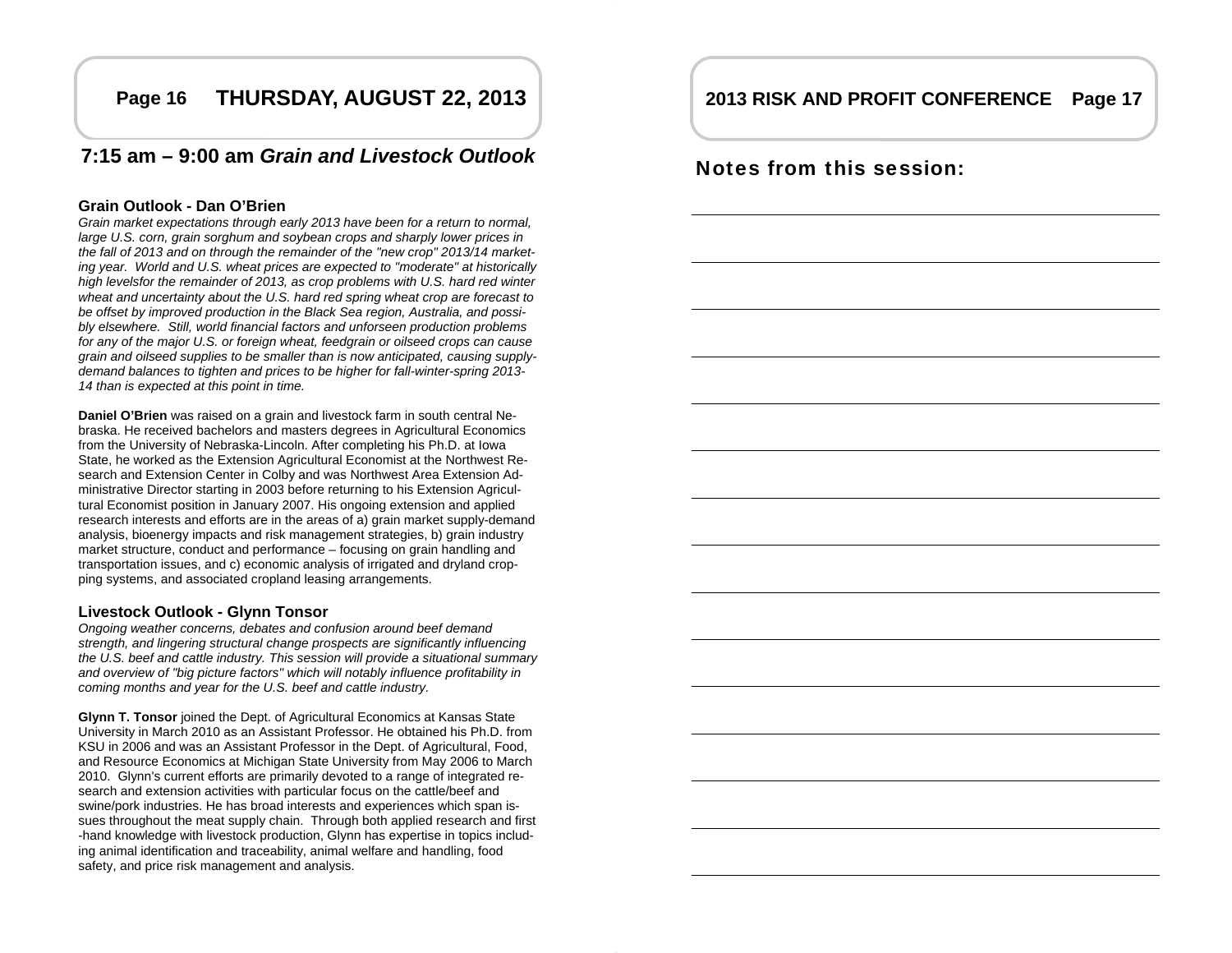## THURSDAY, AUGUST 22, 2013

### 7:15 am – 9:00 am *Grain and Livestock Outlook*

**Grain Outlook - Dan O'Brien**

*Grain market expectations through early 2013 have been for a return to normal, large U.S. corn, grain sorghum and soybean crops and sharply lower prices in the fall of 2013 and on through the remainder of the "new crop" 2013/14 marketing year. World and U.S. wheat prices are expected to "moderate" at historically high levelsfor the remainder of 2013, as crop problems with U.S. hard red winter wheat and uncertainty about the U.S. hard red spring wheat crop are forecast to be offset by improved production in the Black Sea region, Australia, and possibly elsewhere. Still, world financial factors and unforseen production problems for any of the major U.S. or foreign wheat, feedgrain or oilseed crops can cause grain and oilseed supplies to be smaller than is now anticipated, causing supply-demand balances to tighten and prices to be higher for fall-winter-spring 2013-14 than is expected at this point in time.*

**Daniel O'Brien** was raised on a grain and livestock farm in south central Nebraska. He received bachelors and masters degrees in Agricultural Economics from the University of Nebraska-Lincoln. After completing his Ph.D. at Iowa State, he worked as the Extension Agricultural Economist at the Northwest Research and Extension Center in Colby and was Northwest Area Extension Administrative Director starting in 2003 before returning to his Extension Agricultural Economist position in January 2007. His ongoing extension and applied research interests and efforts are in the areas of a) grain market supply-demand analysis, bioenergy impacts and risk management strategies, b) grain industry market structure, conduct and performance – focusing on grain handling and transportation issues, and c) economic analysis of irrigated and dryland cropping systems, and associated cropland leasing arrangements.

**Livestock Outlook - Glynn Tonsor**

*Ongoing weather concerns, debates and confusion around beef demand strength, and lingering structural change prospects are significantly influencing the U.S. beef and cattle industry. This session will provide a situational summary and overview of "big picture factors" which will notably influence profitability in coming months and year for the U.S. beef and cattle industry.*

**Glynn T. Tonsor** joined the Dept. of Agricultural Economics at Kansas State University in March 2010 as an Assistant Professor. He obtained his Ph.D. from KSU in 2006 and was an Assistant Professor in the Dept. of Agricultural, Food, and Resource Economics at Michigan State University from May 2006 to March 2010. Glynn's current efforts are primarily devoted to a range of integrated research and extension activities with particular focus on the cattle/beef and swine/pork industries. He has broad interests and experiences which span issues throughout the meat supply chain. Through both applied research and first-hand knowledge with livestock production, Glynn has expertise in topics including animal identification and traceability, animal welfare and handling, food safety, and price risk management and analysis.

## Notes from this session: